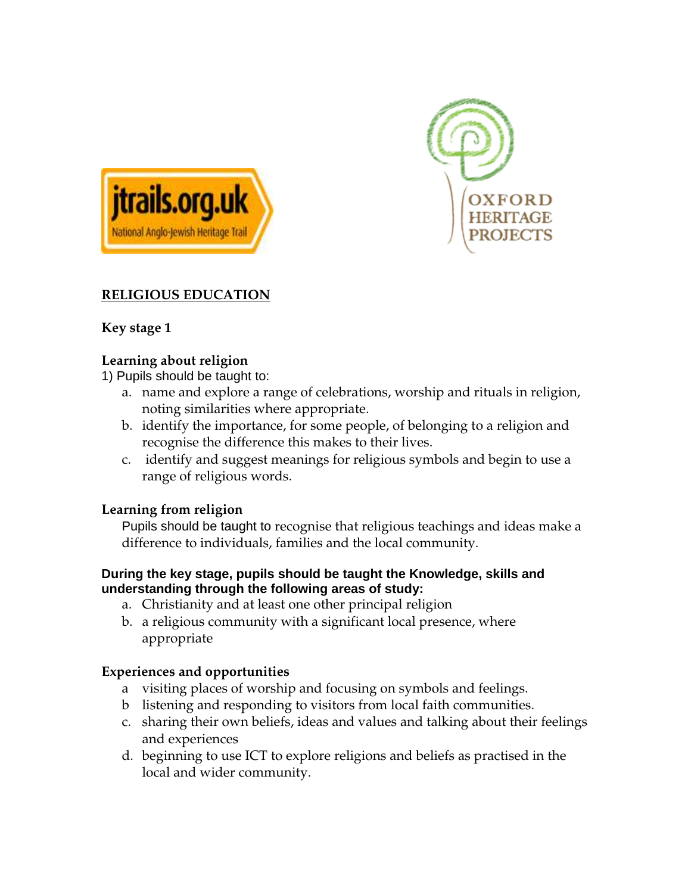jtrails.org.uk
National Anglo-Jewish Heritage Trail

OXFORD HERITAGE PROJECTS

## RELIGIOUS EDUCATION

### Key stage 1

**Learning about religion**

1) Pupils should be taught to:

a. name and explore a range of celebrations, worship and rituals in religion, noting similarities where appropriate.
b. identify the importance, for some people, of belonging to a religion and recognise the difference this makes to their lives.
c. identify and suggest meanings for religious symbols and begin to use a range of religious words.

**Learning from religion**

Pupils should be taught to recognise that religious teachings and ideas make a difference to individuals, families and the local community.

**During the key stage, pupils should be taught the Knowledge, skills and understanding through the following areas of study:**

a. Christianity and at least one other principal religion
b. a religious community with a significant local presence, where appropriate

**Experiences and opportunities**

a visiting places of worship and focusing on symbols and feelings.
b listening and responding to visitors from local faith communities.
c. sharing their own beliefs, ideas and values and talking about their feelings and experiences
d. beginning to use ICT to explore religions and beliefs as practised in the local and wider community.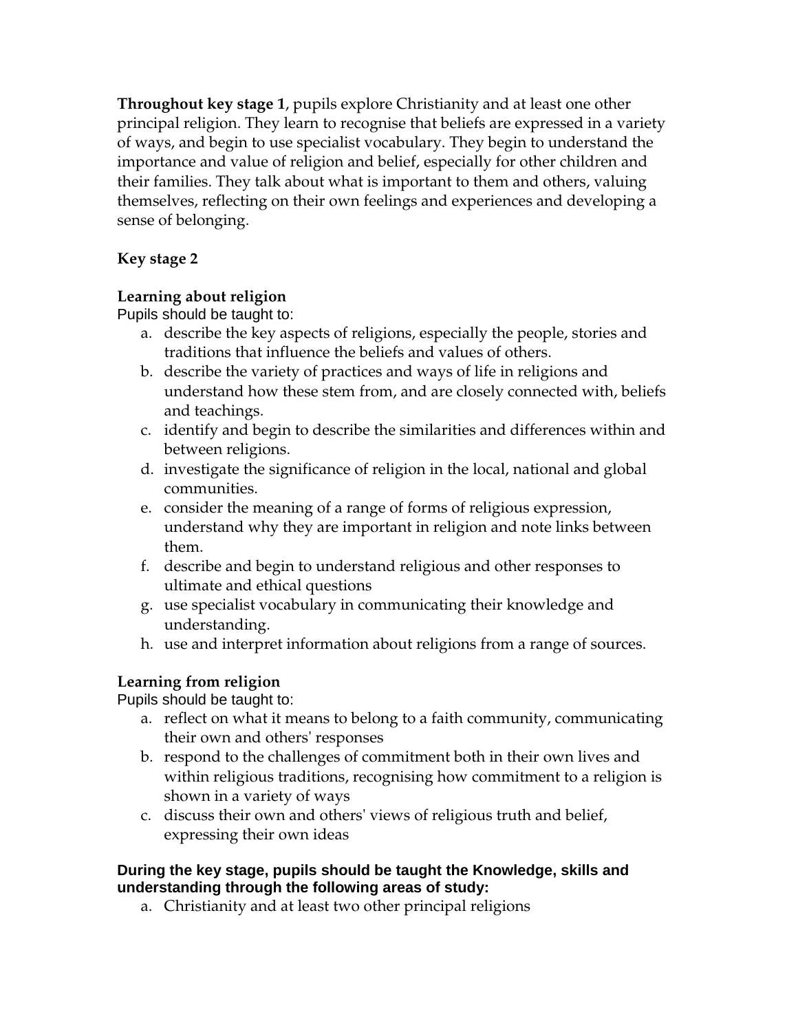**Throughout key stage 1**, pupils explore Christianity and at least one other principal religion. They learn to recognise that beliefs are expressed in a variety of ways, and begin to use specialist vocabulary. They begin to understand the importance and value of religion and belief, especially for other children and their families. They talk about what is important to them and others, valuing themselves, reflecting on their own feelings and experiences and developing a sense of belonging.

**Key stage 2**

**Learning about religion**

Pupils should be taught to:

a. describe the key aspects of religions, especially the people, stories and traditions that influence the beliefs and values of others.
b. describe the variety of practices and ways of life in religions and understand how these stem from, and are closely connected with, beliefs and teachings.
c. identify and begin to describe the similarities and differences within and between religions.
d. investigate the significance of religion in the local, national and global communities.
e. consider the meaning of a range of forms of religious expression, understand why they are important in religion and note links between them.
f. describe and begin to understand religious and other responses to ultimate and ethical questions
g. use specialist vocabulary in communicating their knowledge and understanding.
h. use and interpret information about religions from a range of sources.

**Learning from religion**

Pupils should be taught to:

a. reflect on what it means to belong to a faith community, communicating their own and others' responses
b. respond to the challenges of commitment both in their own lives and within religious traditions, recognising how commitment to a religion is shown in a variety of ways
c. discuss their own and others' views of religious truth and belief, expressing their own ideas

**During the key stage, pupils should be taught the Knowledge, skills and understanding through the following areas of study:**

a. Christianity and at least two other principal religions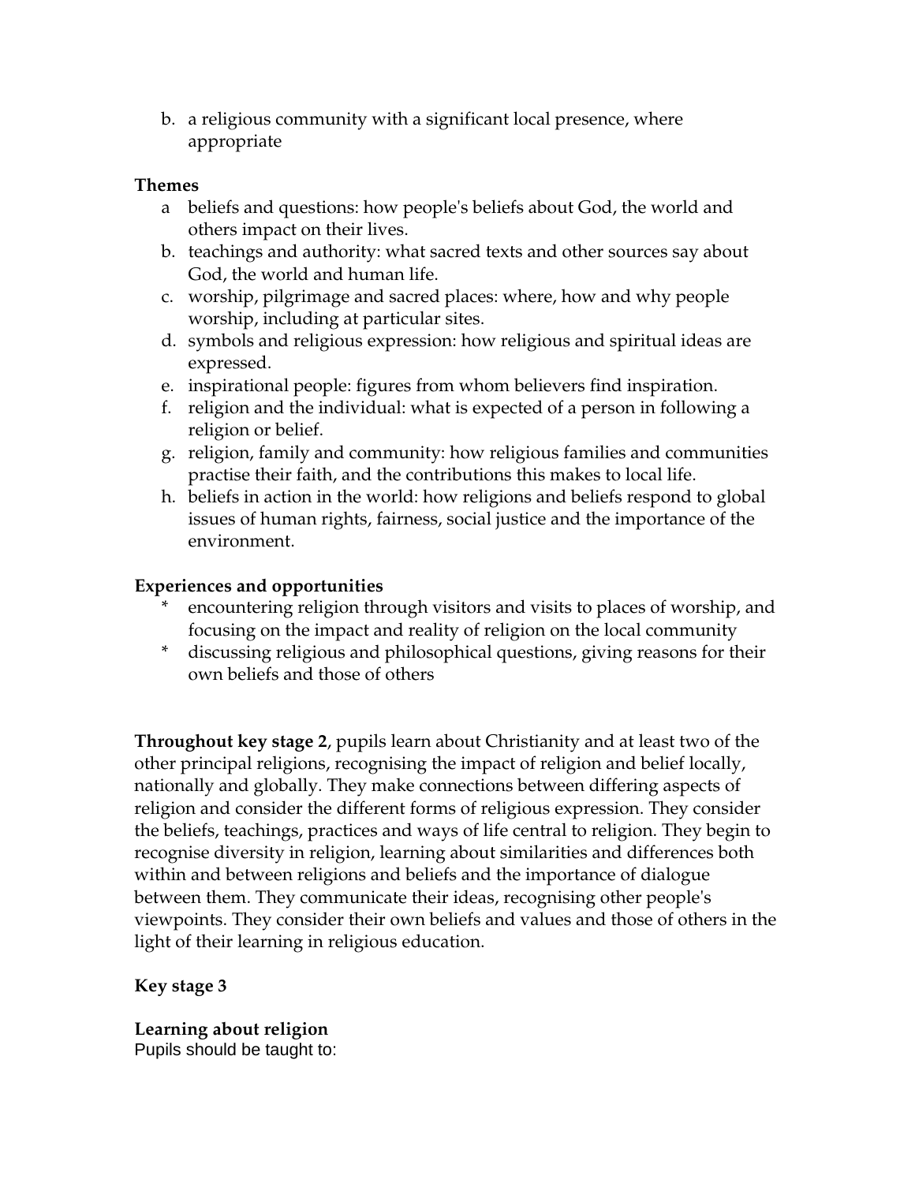b. a religious community with a significant local presence, where appropriate

**Themes**

a beliefs and questions: how people's beliefs about God, the world and others impact on their lives.

b. teachings and authority: what sacred texts and other sources say about God, the world and human life.

c. worship, pilgrimage and sacred places: where, how and why people worship, including at particular sites.

d. symbols and religious expression: how religious and spiritual ideas are expressed.

e. inspirational people: figures from whom believers find inspiration.

f. religion and the individual: what is expected of a person in following a religion or belief.

g. religion, family and community: how religious families and communities practise their faith, and the contributions this makes to local life.

h. beliefs in action in the world: how religions and beliefs respond to global issues of human rights, fairness, social justice and the importance of the environment.

**Experiences and opportunities**

- encountering religion through visitors and visits to places of worship, and focusing on the impact and reality of religion on the local community
- discussing religious and philosophical questions, giving reasons for their own beliefs and those of others

**Throughout key stage 2**, pupils learn about Christianity and at least two of the other principal religions, recognising the impact of religion and belief locally, nationally and globally. They make connections between differing aspects of religion and consider the different forms of religious expression. They consider the beliefs, teachings, practices and ways of life central to religion. They begin to recognise diversity in religion, learning about similarities and differences both within and between religions and beliefs and the importance of dialogue between them. They communicate their ideas, recognising other people's viewpoints. They consider their own beliefs and values and those of others in the light of their learning in religious education.

**Key stage 3**

**Learning about religion**

Pupils should be taught to: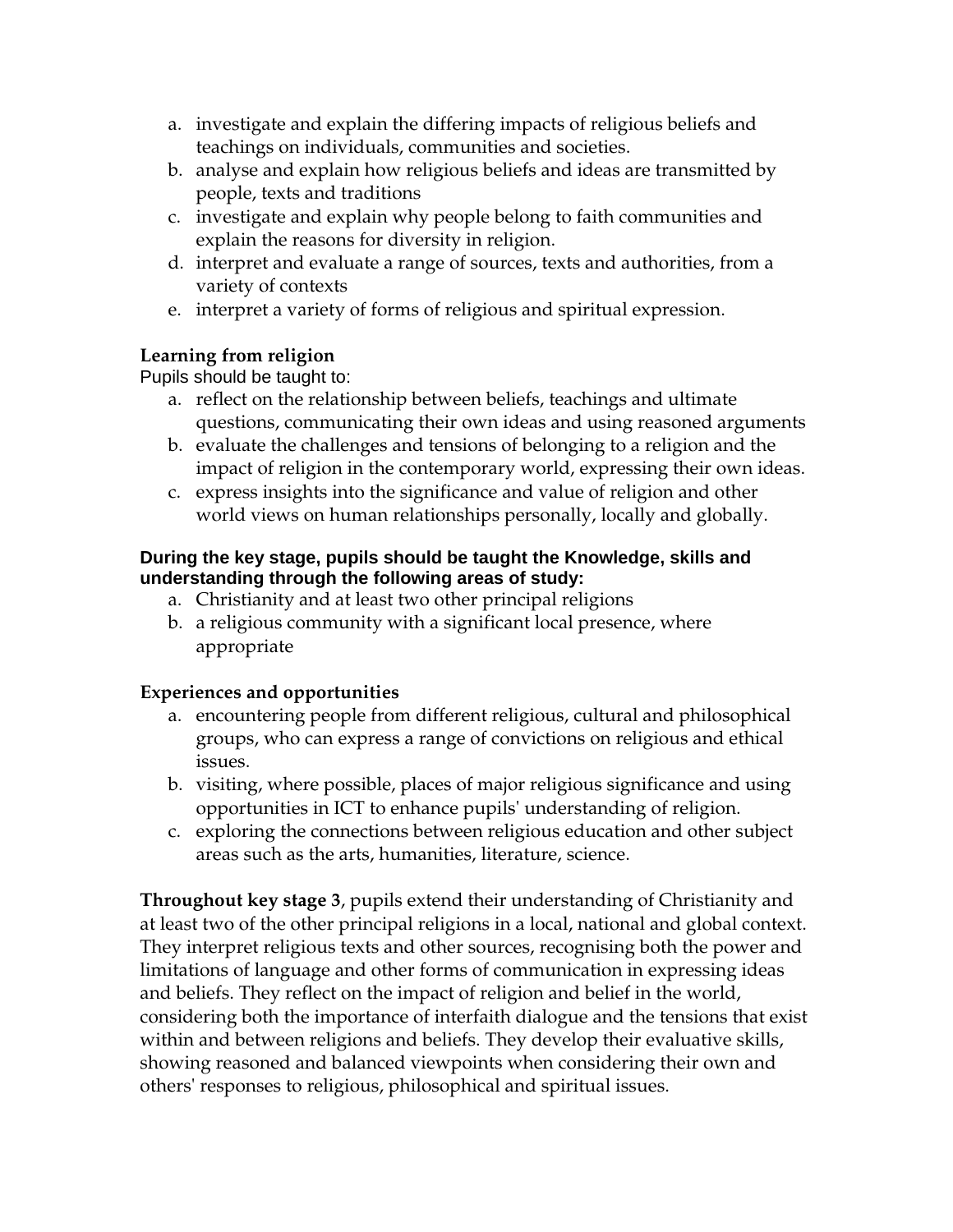a. investigate and explain the differing impacts of religious beliefs and teachings on individuals, communities and societies.
b. analyse and explain how religious beliefs and ideas are transmitted by people, texts and traditions
c. investigate and explain why people belong to faith communities and explain the reasons for diversity in religion.
d. interpret and evaluate a range of sources, texts and authorities, from a variety of contexts
e. interpret a variety of forms of religious and spiritual expression.

**Learning from religion**

Pupils should be taught to:

a. reflect on the relationship between beliefs, teachings and ultimate questions, communicating their own ideas and using reasoned arguments
b. evaluate the challenges and tensions of belonging to a religion and the impact of religion in the contemporary world, expressing their own ideas.
c. express insights into the significance and value of religion and other world views on human relationships personally, locally and globally.

**During the key stage, pupils should be taught the Knowledge, skills and understanding through the following areas of study:**

a. Christianity and at least two other principal religions
b. a religious community with a significant local presence, where appropriate

**Experiences and opportunities**

a. encountering people from different religious, cultural and philosophical groups, who can express a range of convictions on religious and ethical issues.
b. visiting, where possible, places of major religious significance and using opportunities in ICT to enhance pupils' understanding of religion.
c. exploring the connections between religious education and other subject areas such as the arts, humanities, literature, science.

**Throughout key stage 3**, pupils extend their understanding of Christianity and at least two of the other principal religions in a local, national and global context. They interpret religious texts and other sources, recognising both the power and limitations of language and other forms of communication in expressing ideas and beliefs. They reflect on the impact of religion and belief in the world, considering both the importance of interfaith dialogue and the tensions that exist within and between religions and beliefs. They develop their evaluative skills, showing reasoned and balanced viewpoints when considering their own and others' responses to religious, philosophical and spiritual issues.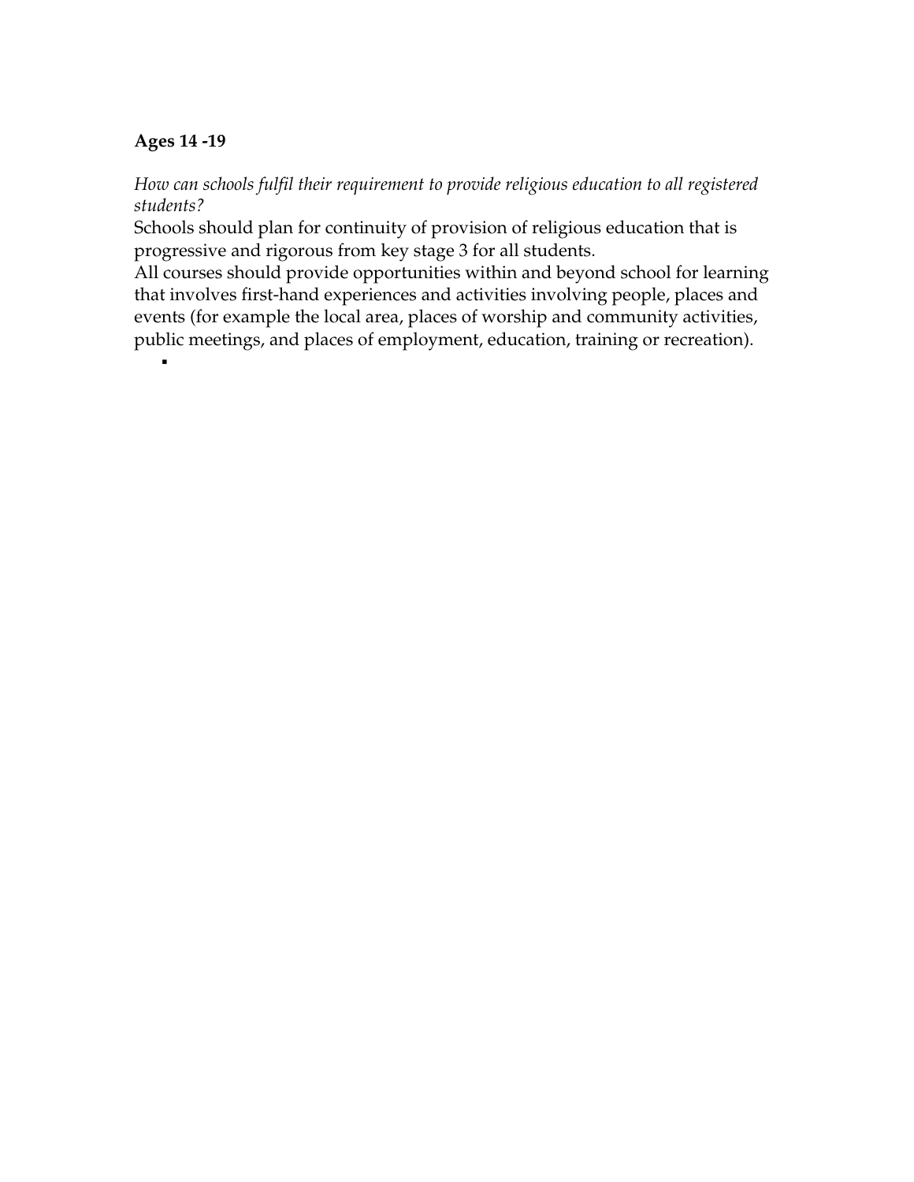**Ages 14 -19**

*How can schools fulfil their requirement to provide religious education to all registered students?*

Schools should plan for continuity of provision of religious education that is progressive and rigorous from key stage 3 for all students.

All courses should provide opportunities within and beyond school for learning that involves first-hand experiences and activities involving people, places and events (for example the local area, places of worship and community activities, public meetings, and places of employment, education, training or recreation).